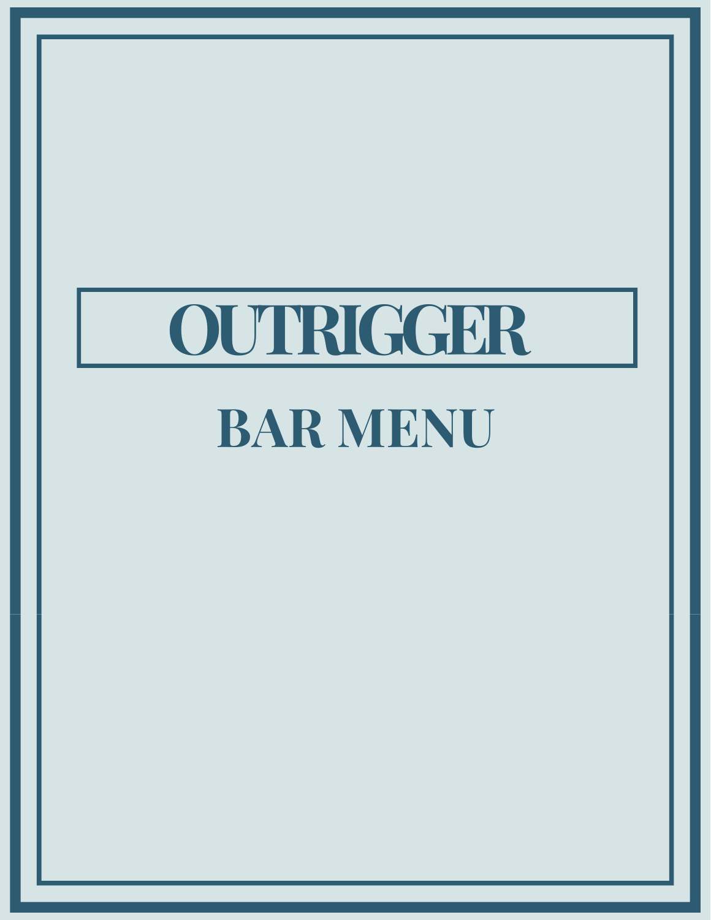# OUTRIGGER

## BAR MENU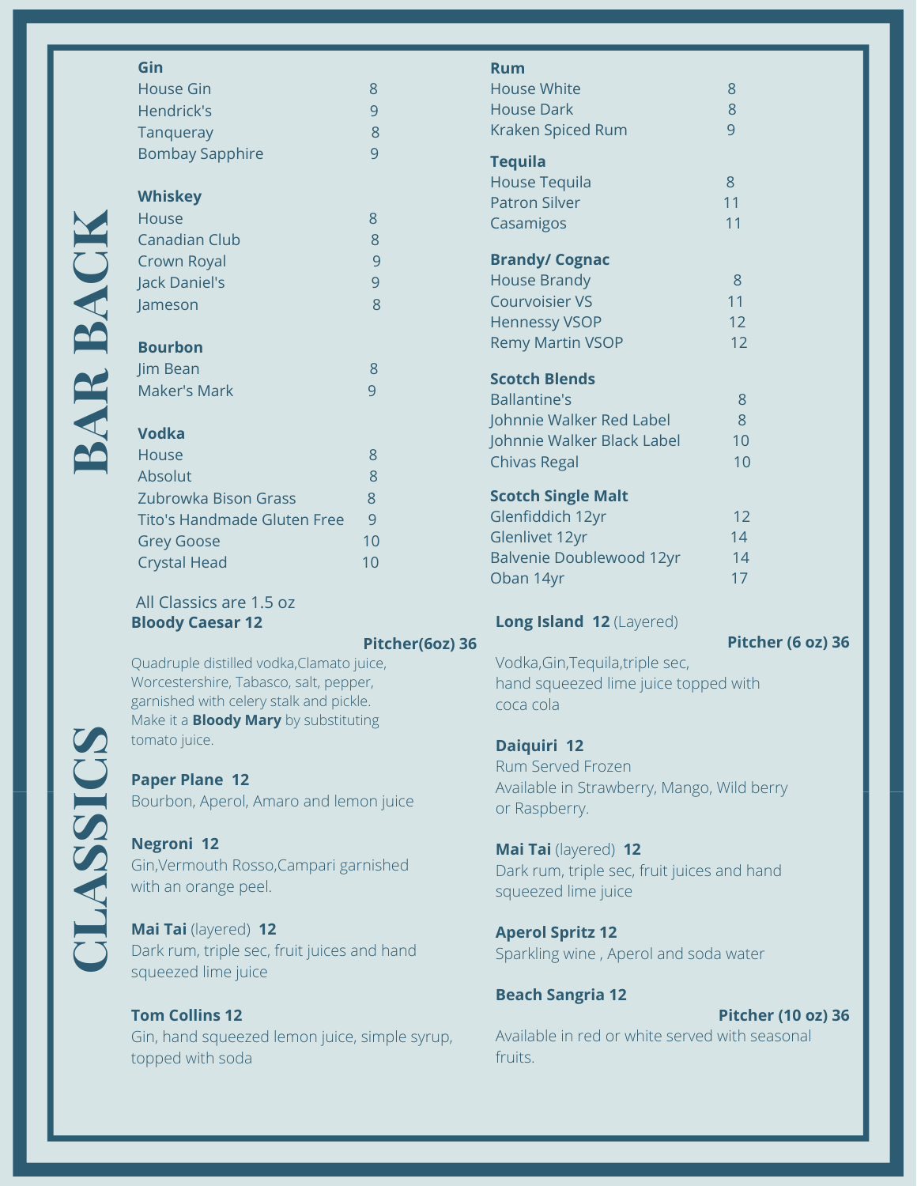# BAR BACK

### Gin

| | |
|---|---|
| House Gin | 8 |
| Hendrick's | 9 |
| Tanqueray | 8 |
| Bombay Sapphire | 9 |

### Whiskey

| | |
|---|---|
| House | 8 |
| Canadian Club | 8 |
| Crown Royal | 9 |
| Jack Daniel's | 9 |
| Jameson | 8 |

### Bourbon

| | |
|---|---|
| Jim Bean | 8 |
| Maker's Mark | 9 |

### Vodka

| | |
|---|---|
| House | 8 |
| Absolut | 8 |
| Zubrowka Bison Grass | 8 |
| Tito's Handmade Gluten Free | 9 |
| Grey Goose | 10 |
| Crystal Head | 10 |

### Rum

| | |
|---|---|
| House White | 8 |
| House Dark | 8 |
| Kraken Spiced Rum | 9 |

### Tequila

| | |
|---|---|
| House Tequila | 8 |
| Patron Silver | 11 |
| Casamigos | 11 |

### Brandy/ Cognac

| | |
|---|---|
| House Brandy | 8 |
| Courvoisier VS | 11 |
| Hennessy VSOP | 12 |
| Remy Martin VSOP | 12 |

### Scotch Blends

| | |
|---|---|
| Ballantine's | 8 |
| Johnnie Walker Red Label | 8 |
| Johnnie Walker Black Label | 10 |
| Chivas Regal | 10 |

### Scotch Single Malt

| | |
|---|---|
| Glenfiddich 12yr | 12 |
| Glenlivet 12yr | 14 |
| Balvenie Doublewood 12yr | 14 |
| Oban 14yr | 17 |

# CLASSICS

All Classics are 1.5 oz

**Bloody Caesar 12**

**Pitcher(6oz) 36**

Quadruple distilled vodka,Clamato juice, Worcestershire, Tabasco, salt, pepper, garnished with celery stalk and pickle. Make it a **Bloody Mary** by substituting tomato juice.

**Paper Plane 12**

Bourbon, Aperol, Amaro and lemon juice

**Negroni 12**

Gin,Vermouth Rosso,Campari garnished with an orange peel.

**Mai Tai** (layered) **12**

Dark rum, triple sec, fruit juices and hand squeezed lime juice

**Tom Collins 12**

Gin, hand squeezed lemon juice, simple syrup, topped with soda

**Long Island 12** (Layered)

**Pitcher (6 oz) 36**

Vodka,Gin,Tequila,triple sec, hand squeezed lime juice topped with coca cola

**Daiquiri 12**

Rum Served Frozen
Available in Strawberry, Mango, Wild berry or Raspberry.

**Mai Tai** (layered) **12**

Dark rum, triple sec, fruit juices and hand squeezed lime juice

**Aperol Spritz 12**

Sparkling wine , Aperol and soda water

**Beach Sangria 12**

**Pitcher (10 oz) 36**

Available in red or white served with seasonal fruits.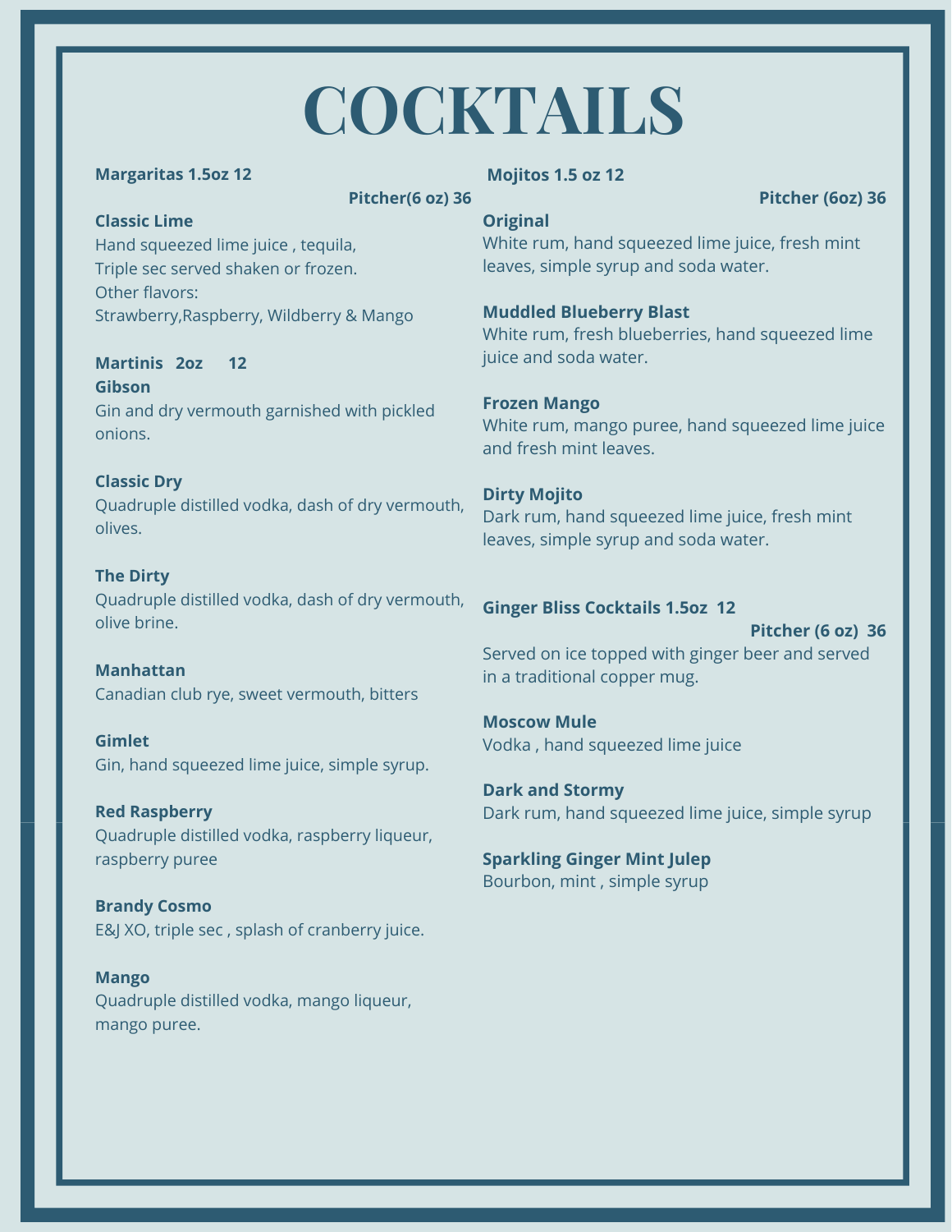# COCKTAILS

**Margaritas 1.5oz 12**

**Pitcher(6 oz) 36**

**Classic Lime**
Hand squeezed lime juice , tequila,
Triple sec served shaken or frozen.
Other flavors:
Strawberry,Raspberry, Wildberry & Mango

**Martinis 2oz 12**

**Gibson**
Gin and dry vermouth garnished with pickled onions.

**Classic Dry**
Quadruple distilled vodka, dash of dry vermouth, olives.

**The Dirty**
Quadruple distilled vodka, dash of dry vermouth, olive brine.

**Manhattan**
Canadian club rye, sweet vermouth, bitters

**Gimlet**
Gin, hand squeezed lime juice, simple syrup.

**Red Raspberry**
Quadruple distilled vodka, raspberry liqueur, raspberry puree

**Brandy Cosmo**
E&J XO, triple sec , splash of cranberry juice.

**Mango**
Quadruple distilled vodka, mango liqueur, mango puree.

**Mojitos 1.5 oz 12**

**Pitcher (6oz) 36**

**Original**
White rum, hand squeezed lime juice, fresh mint leaves, simple syrup and soda water.

**Muddled Blueberry Blast**
White rum, fresh blueberries, hand squeezed lime juice and soda water.

**Frozen Mango**
White rum, mango puree, hand squeezed lime juice and fresh mint leaves.

**Dirty Mojito**
Dark rum, hand squeezed lime juice, fresh mint leaves, simple syrup and soda water.

**Ginger Bliss Cocktails 1.5oz 12**

**Pitcher (6 oz) 36**

Served on ice topped with ginger beer and served in a traditional copper mug.

**Moscow Mule**
Vodka , hand squeezed lime juice

**Dark and Stormy**
Dark rum, hand squeezed lime juice, simple syrup

**Sparkling Ginger Mint Julep**
Bourbon, mint , simple syrup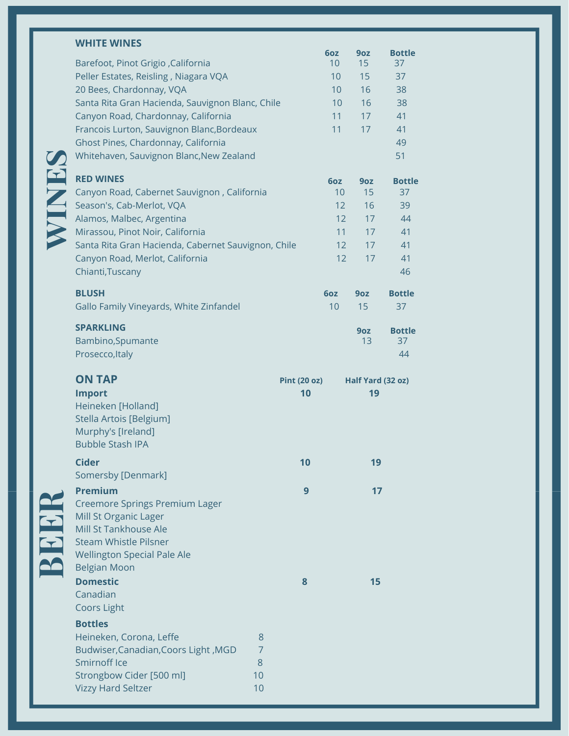# WINES

## WHITE WINES

| | 6oz | 9oz | Bottle |
|---|---|---|---|
| Barefoot, Pinot Grigio ,California | 10 | 15 | 37 |
| Peller Estates, Reisling , Niagara VQA | 10 | 15 | 37 |
| 20 Bees, Chardonnay, VQA | 10 | 16 | 38 |
| Santa Rita Gran Hacienda, Sauvignon Blanc, Chile | 10 | 16 | 38 |
| Canyon Road, Chardonnay, California | 11 | 17 | 41 |
| Francois Lurton, Sauvignon Blanc,Bordeaux | 11 | 17 | 41 |
| Ghost Pines, Chardonnay, California | | | 49 |
| Whitehaven, Sauvignon Blanc,New Zealand | | | 51 |

## RED WINES

| | 6oz | 9oz | Bottle |
|---|---|---|---|
| Canyon Road, Cabernet Sauvignon , California | 10 | 15 | 37 |
| Season's, Cab-Merlot, VQA | 12 | 16 | 39 |
| Alamos, Malbec, Argentina | 12 | 17 | 44 |
| Mirassou, Pinot Noir, California | 11 | 17 | 41 |
| Santa Rita Gran Hacienda, Cabernet Sauvignon, Chile | 12 | 17 | 41 |
| Canyon Road, Merlot, California | 12 | 17 | 41 |
| Chianti,Tuscany | | | 46 |

## BLUSH

| | 6oz | 9oz | Bottle |
|---|---|---|---|
| Gallo Family Vineyards, White Zinfandel | 10 | 15 | 37 |

## SPARKLING

| | 9oz | Bottle |
|---|---|---|
| Bambino,Spumante | 13 | 37 |
| Prosecco,Italy | | 44 |

# BEER

## ON TAP

| | Pint (20 oz) | Half Yard (32 oz) |
|---|---|---|
| **Import** | **10** | **19** |
| Heineken [Holland] | | |
| Stella Artois [Belgium] | | |
| Murphy's [Ireland] | | |
| Bubble Stash IPA | | |
| **Cider** | **10** | **19** |
| Somersby [Denmark] | | |
| **Premium** | **9** | **17** |
| Creemore Springs Premium Lager | | |
| Mill St Organic Lager | | |
| Mill St Tankhouse Ale | | |
| Steam Whistle Pilsner | | |
| Wellington Special Pale Ale | | |
| Belgian Moon | | |
| **Domestic** | **8** | **15** |
| Canadian | | |
| Coors Light | | |

## Bottles

| | |
|---|---|
| Heineken, Corona, Leffe | 8 |
| Budwiser,Canadian,Coors Light ,MGD | 7 |
| Smirnoff Ice | 8 |
| Strongbow Cider [500 ml] | 10 |
| Vizzy Hard Seltzer | 10 |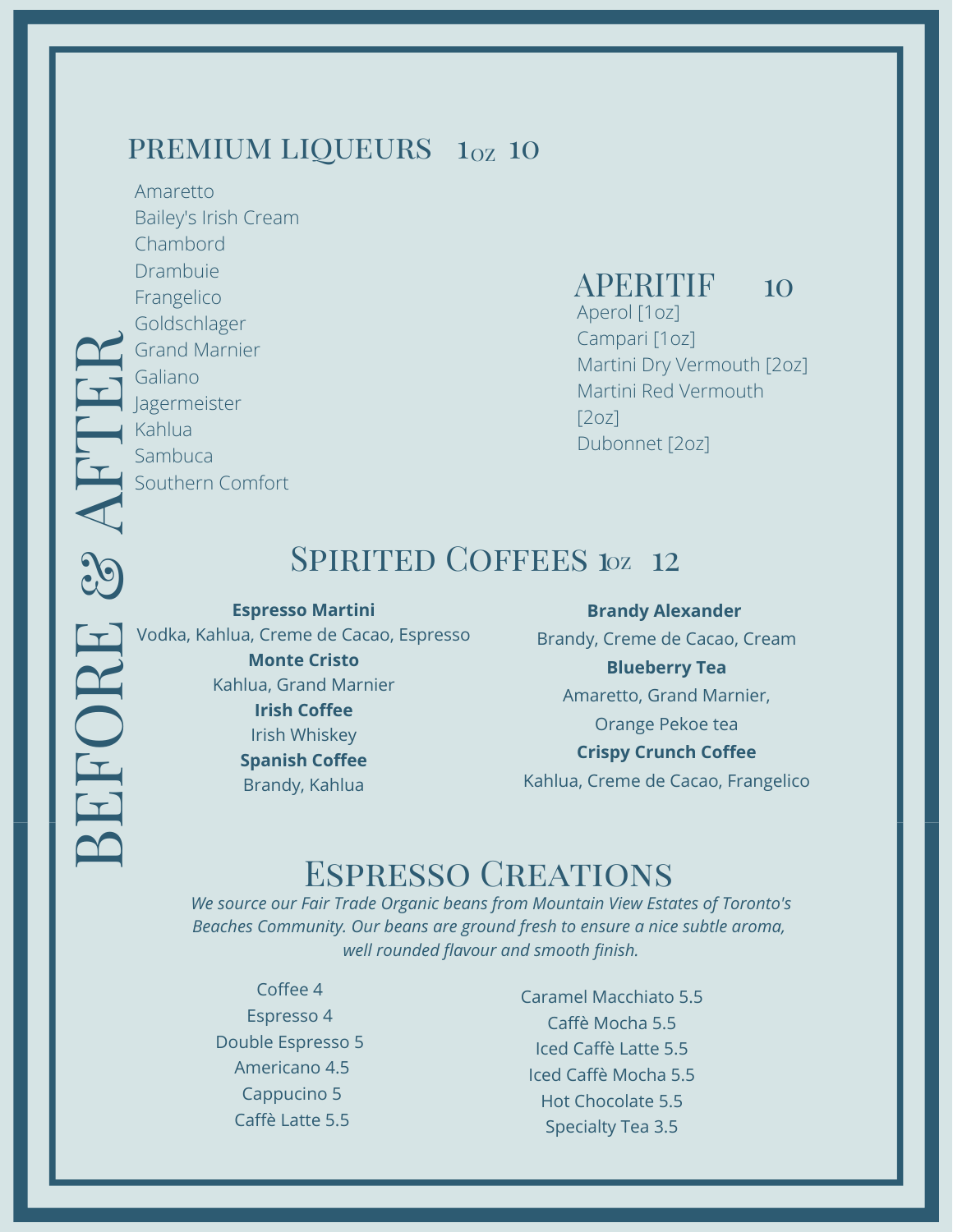# BEFORE & AFTER

## PREMIUM LIQUEURS 1oz 10

Amaretto
Bailey's Irish Cream
Chambord
Drambuie
Frangelico
Goldschlager
Grand Marnier
Galiano
Jagermeister
Kahlua
Sambuca
Southern Comfort

## APERITIF 10

Aperol [1oz]
Campari [1oz]
Martini Dry Vermouth [2oz]
Martini Red Vermouth [2oz]
Dubonnet [2oz]

## Spirited Coffees 1oz 12

**Espresso Martini**
Vodka, Kahlua, Creme de Cacao, Espresso

**Monte Cristo**
Kahlua, Grand Marnier

**Irish Coffee**
Irish Whiskey

**Spanish Coffee**
Brandy, Kahlua

**Brandy Alexander**
Brandy, Creme de Cacao, Cream

**Blueberry Tea**
Amaretto, Grand Marnier, Orange Pekoe tea

**Crispy Crunch Coffee**
Kahlua, Creme de Cacao, Frangelico

## Espresso Creations

*We source our Fair Trade Organic beans from Mountain View Estates of Toronto's Beaches Community. Our beans are ground fresh to ensure a nice subtle aroma, well rounded flavour and smooth finish.*

Coffee 4
Espresso 4
Double Espresso 5
Americano 4.5
Cappucino 5
Caffè Latte 5.5
Caramel Macchiato 5.5
Caffè Mocha 5.5
Iced Caffè Latte 5.5
Iced Caffè Mocha 5.5
Hot Chocolate 5.5
Specialty Tea 3.5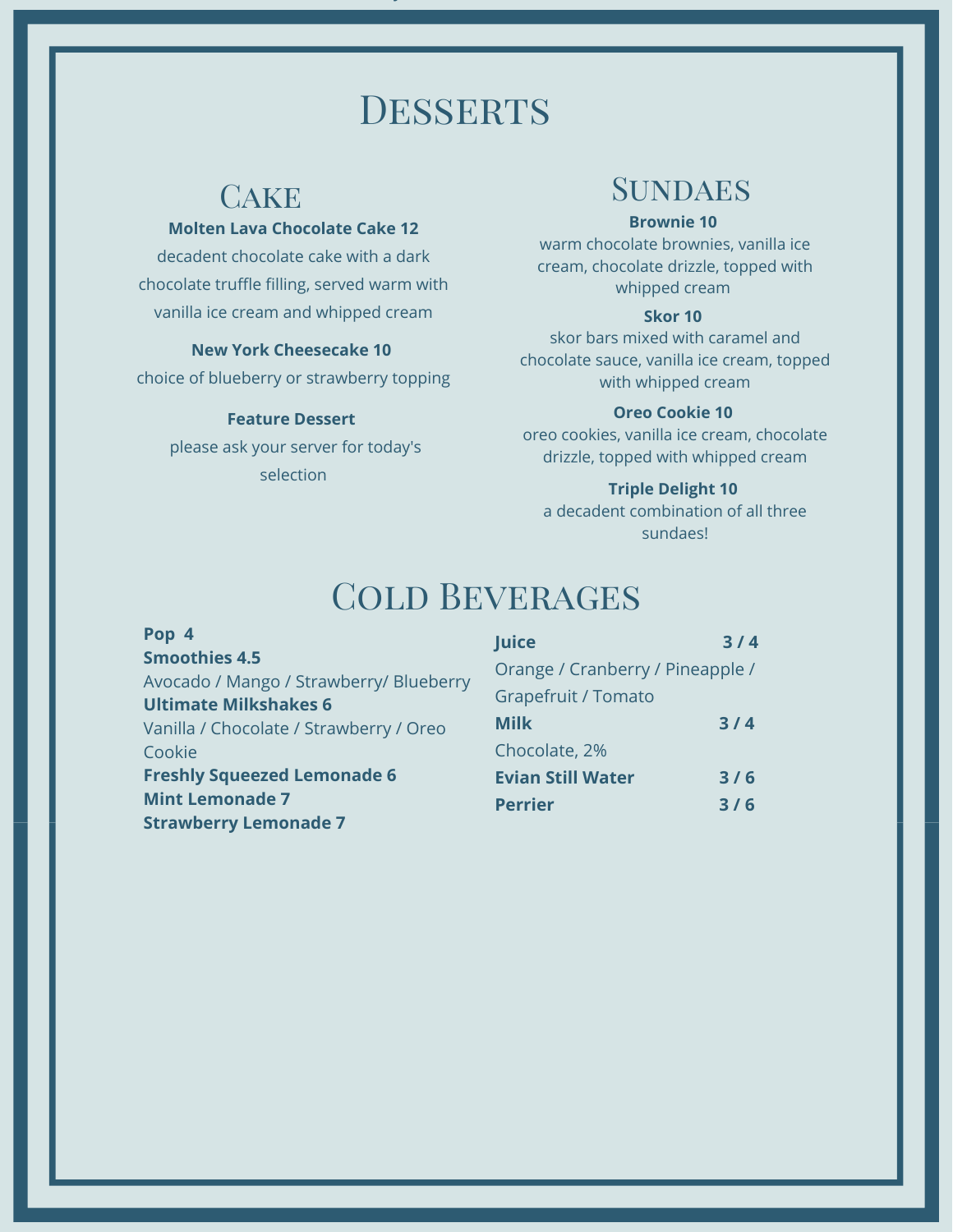# Desserts

## Cake

**Molten Lava Chocolate Cake 12**
decadent chocolate cake with a dark chocolate truffle filling, served warm with vanilla ice cream and whipped cream

**New York Cheesecake 10**
choice of blueberry or strawberry topping

**Feature Dessert**
please ask your server for today's selection

## Sundaes

**Brownie 10**
warm chocolate brownies, vanilla ice cream, chocolate drizzle, topped with whipped cream

**Skor 10**
skor bars mixed with caramel and chocolate sauce, vanilla ice cream, topped with whipped cream

**Oreo Cookie 10**
oreo cookies, vanilla ice cream, chocolate drizzle, topped with whipped cream

**Triple Delight 10**
a decadent combination of all three sundaes!

# Cold Beverages

**Pop 4**
**Smoothies 4.5**
Avocado / Mango / Strawberry/ Blueberry
**Ultimate Milkshakes 6**
Vanilla / Chocolate / Strawberry / Oreo Cookie
**Freshly Squeezed Lemonade 6**
**Mint Lemonade 7**
**Strawberry Lemonade 7**

**Juice 3 / 4**
Orange / Cranberry / Pineapple / Grapefruit / Tomato
**Milk 3 / 4**
Chocolate, 2%
**Evian Still Water 3 / 6**
**Perrier 3 / 6**